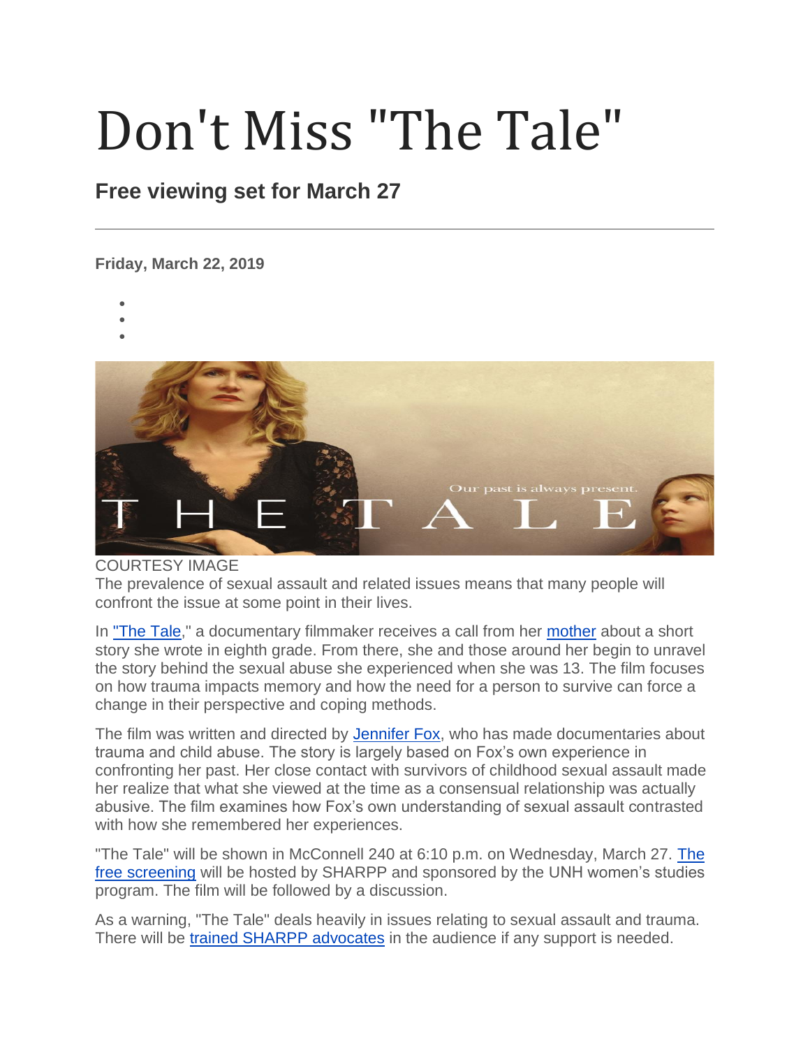# Don't Miss "The Tale"

## Free viewing set for March 27

---

**Friday, March 22, 2019**

COURTESY IMAGE

The prevalence of sexual assault and related issues means that many people will confront the issue at some point in their lives.

In "The Tale," a documentary filmmaker receives a call from her mother about a short story she wrote in eighth grade. From there, she and those around her begin to unravel the story behind the sexual abuse she experienced when she was 13. The film focuses on how trauma impacts memory and how the need for a person to survive can force a change in their perspective and coping methods.

The film was written and directed by Jennifer Fox, who has made documentaries about trauma and child abuse. The story is largely based on Fox's own experience in confronting her past. Her close contact with survivors of childhood sexual assault made her realize that what she viewed at the time as a consensual relationship was actually abusive. The film examines how Fox's own understanding of sexual assault contrasted with how she remembered her experiences.

"The Tale" will be shown in McConnell 240 at 6:10 p.m. on Wednesday, March 27. The free screening will be hosted by SHARPP and sponsored by the UNH women's studies program. The film will be followed by a discussion.

As a warning, "The Tale" deals heavily in issues relating to sexual assault and trauma. There will be trained SHARPP advocates in the audience if any support is needed.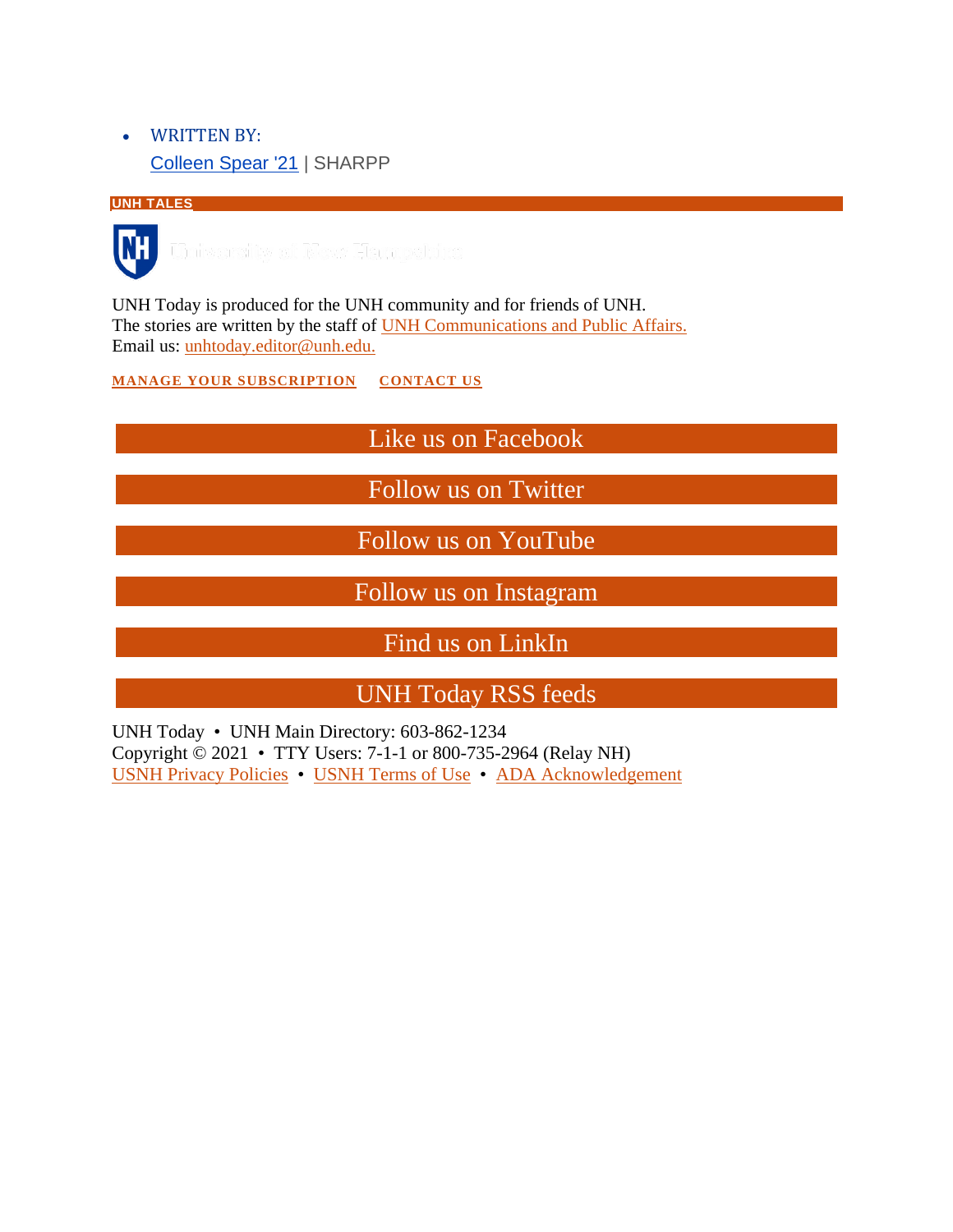- WRITTEN BY:
  Colleen Spear '21 | SHARPP

**UNH TALES**

UNH Today is produced for the UNH community and for friends of UNH.
The stories are written by the staff of UNH Communications and Public Affairs.
Email us: unhtoday.editor@unh.edu.

**MANAGE YOUR SUBSCRIPTION** **CONTACT US**

Like us on Facebook

Follow us on Twitter

Follow us on YouTube

Follow us on Instagram

Find us on LinkIn

UNH Today RSS feeds

UNH Today • UNH Main Directory: 603-862-1234
Copyright © 2021 • TTY Users: 7-1-1 or 800-735-2964 (Relay NH)
USNH Privacy Policies • USNH Terms of Use • ADA Acknowledgement